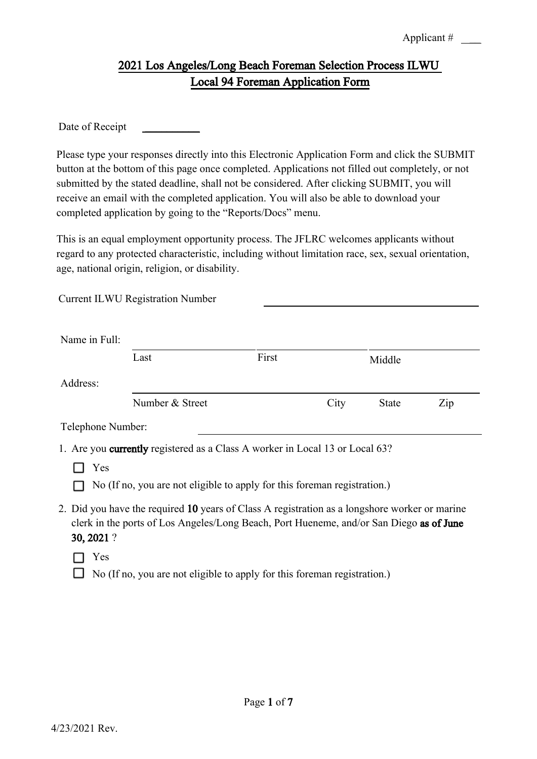Applicant # ____

# 2021 Los Angeles/Long Beach Foreman Selection Process ILWU Local 94 Foreman Application Form

Date of Receipt ________

Please type your responses directly into this Electronic Application Form and click the SUBMIT button at the bottom of this page once completed. Applications not filled out completely, or not submitted by the stated deadline, shall not be considered. After clicking SUBMIT, you will receive an email with the completed application. You will also be able to download your completed application by going to the "Reports/Docs" menu.

This is an equal employment opportunity process. The JFLRC welcomes applicants without regard to any protected characteristic, including without limitation race, sex, sexual orientation, age, national origin, religion, or disability.

Current ILWU Registration Number ______________________________

Name in Full: ______________ ______________ ______________

Last First Middle

Address: ____________________________________________

Number & Street City State Zip

Telephone Number: ______________________________

1. Are you **currently** registered as a Class A worker in Local 13 or Local 63?
   - ☐ Yes
   - ☐ No (If no, you are not eligible to apply for this foreman registration.)

2. Did you have the required **10** years of Class A registration as a longshore worker or marine clerk in the ports of Los Angeles/Long Beach, Port Hueneme, and/or San Diego **as of June 30, 2021**?
   - ☐ Yes
   - ☐ No (If no, you are not eligible to apply for this foreman registration.)

4/23/2021 Rev.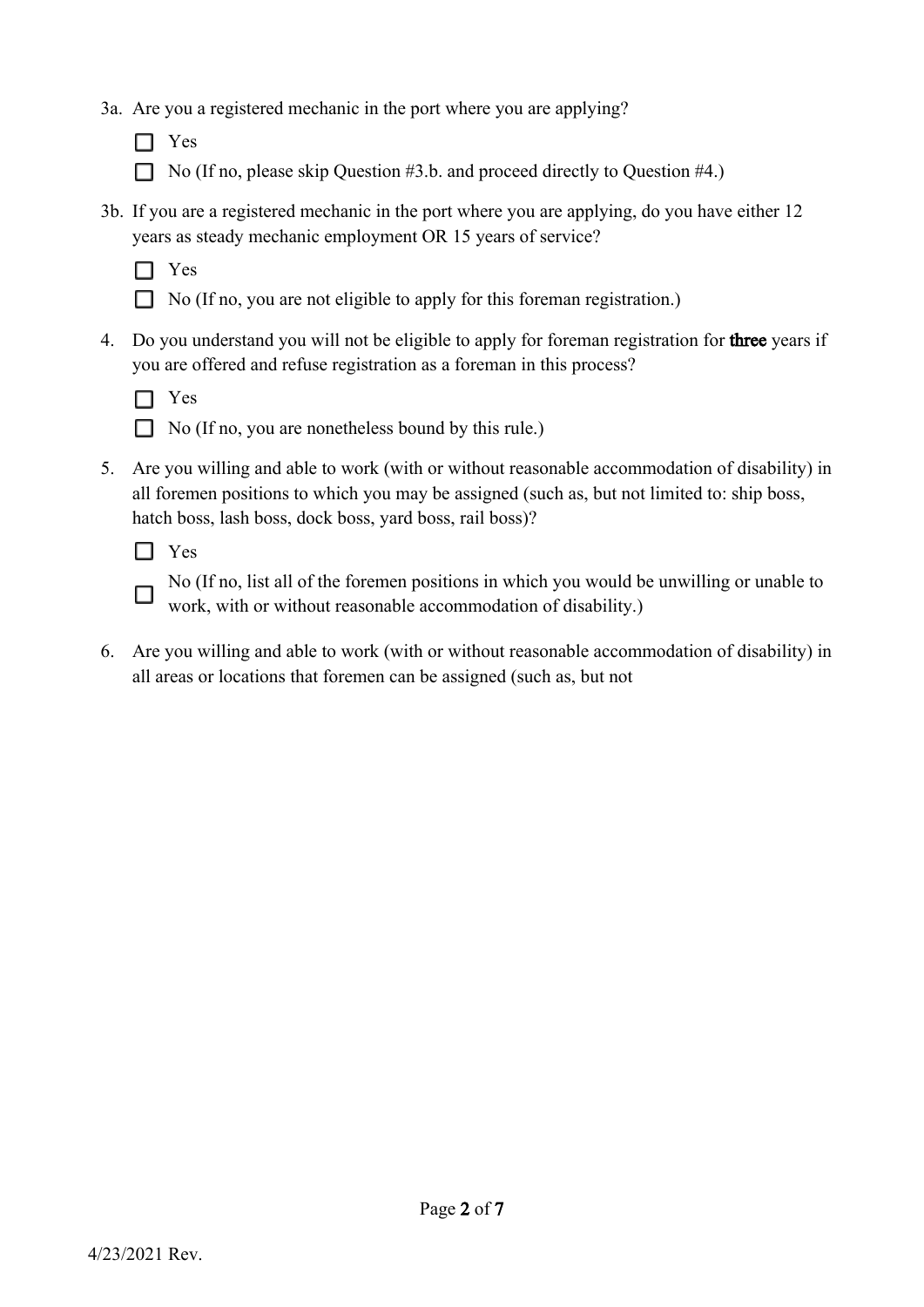3a. Are you a registered mechanic in the port where you are applying?

- ☐ Yes
- ☐ No (If no, please skip Question #3.b. and proceed directly to Question #4.)

3b. If you are a registered mechanic in the port where you are applying, do you have either 12 years as steady mechanic employment OR 15 years of service?

- ☐ Yes
- ☐ No (If no, you are not eligible to apply for this foreman registration.)

4. Do you understand you will not be eligible to apply for foreman registration for **three** years if you are offered and refuse registration as a foreman in this process?

- ☐ Yes
- ☐ No (If no, you are nonetheless bound by this rule.)

5. Are you willing and able to work (with or without reasonable accommodation of disability) in all foremen positions to which you may be assigned (such as, but not limited to: ship boss, hatch boss, lash boss, dock boss, yard boss, rail boss)?

- ☐ Yes
- ☐ No (If no, list all of the foremen positions in which you would be unwilling or unable to work, with or without reasonable accommodation of disability.)

6. Are you willing and able to work (with or without reasonable accommodation of disability) in all areas or locations that foremen can be assigned (such as, but not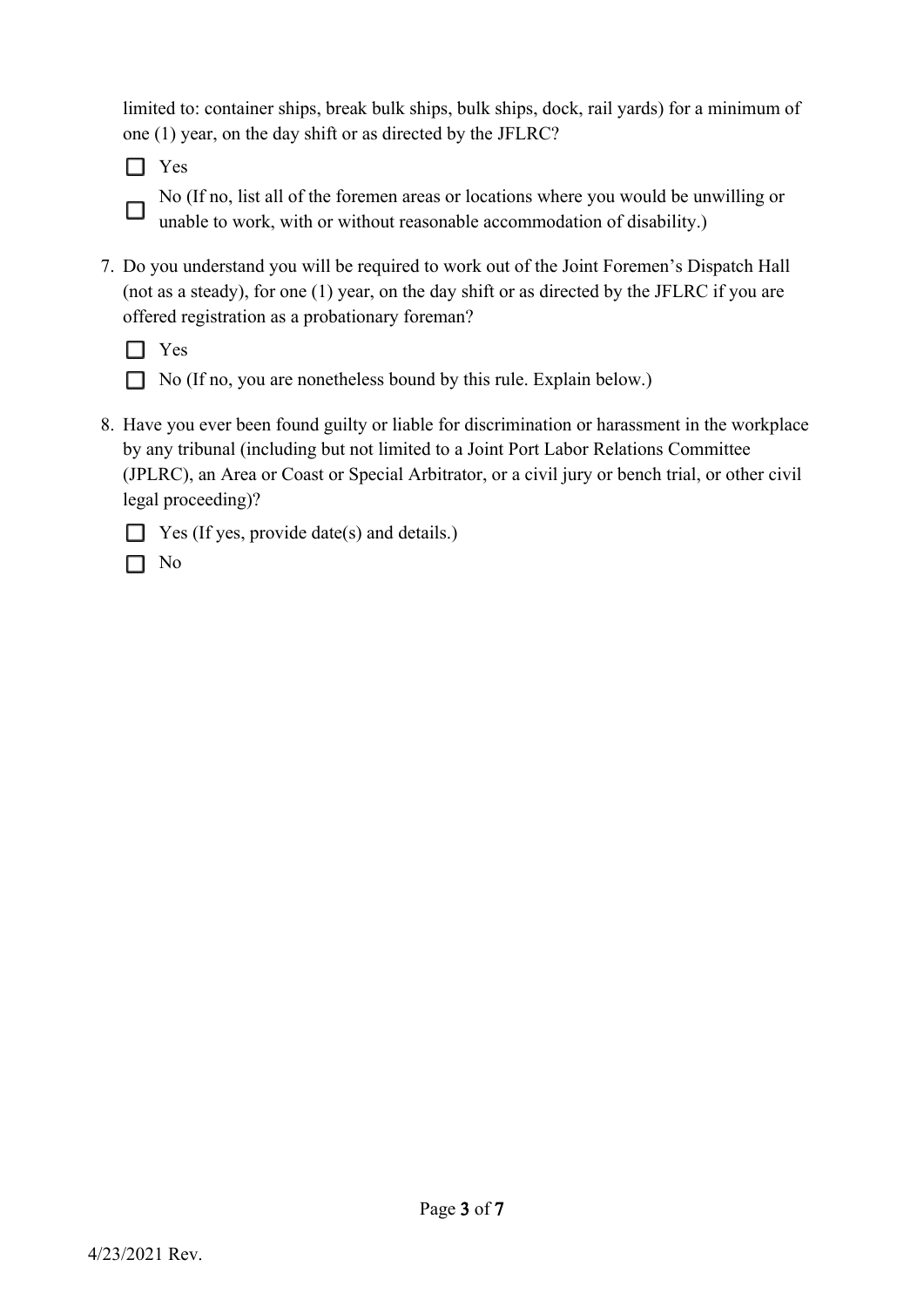limited to: container ships, break bulk ships, bulk ships, dock, rail yards) for a minimum of one (1) year, on the day shift or as directed by the JFLRC?

- ☐ Yes
- ☐ No (If no, list all of the foremen areas or locations where you would be unwilling or unable to work, with or without reasonable accommodation of disability.)

7. Do you understand you will be required to work out of the Joint Foremen's Dispatch Hall (not as a steady), for one (1) year, on the day shift or as directed by the JFLRC if you are offered registration as a probationary foreman?

- ☐ Yes
- ☐ No (If no, you are nonetheless bound by this rule. Explain below.)

8. Have you ever been found guilty or liable for discrimination or harassment in the workplace by any tribunal (including but not limited to a Joint Port Labor Relations Committee (JPLRC), an Area or Coast or Special Arbitrator, or a civil jury or bench trial, or other civil legal proceeding)?

- ☐ Yes (If yes, provide date(s) and details.)
- ☐ No

4/23/2021 Rev.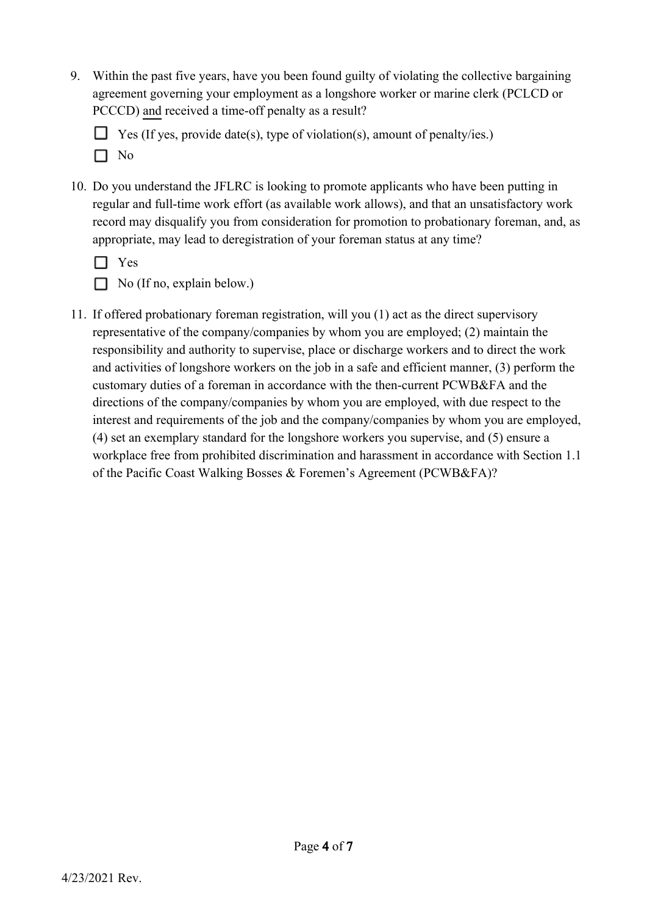9. Within the past five years, have you been found guilty of violating the collective bargaining agreement governing your employment as a longshore worker or marine clerk (PCLCD or PCCCD) <u>and</u> received a time-off penalty as a result?

   ☐ Yes (If yes, provide date(s), type of violation(s), amount of penalty/ies.)

   ☐ No

10. Do you understand the JFLRC is looking to promote applicants who have been putting in regular and full-time work effort (as available work allows), and that an unsatisfactory work record may disqualify you from consideration for promotion to probationary foreman, and, as appropriate, may lead to deregistration of your foreman status at any time?

    ☐ Yes

    ☐ No (If no, explain below.)

11. If offered probationary foreman registration, will you (1) act as the direct supervisory representative of the company/companies by whom you are employed; (2) maintain the responsibility and authority to supervise, place or discharge workers and to direct the work and activities of longshore workers on the job in a safe and efficient manner, (3) perform the customary duties of a foreman in accordance with the then-current PCWB&FA and the directions of the company/companies by whom you are employed, with due respect to the interest and requirements of the job and the company/companies by whom you are employed, (4) set an exemplary standard for the longshore workers you supervise, and (5) ensure a workplace free from prohibited discrimination and harassment in accordance with Section 1.1 of the Pacific Coast Walking Bosses & Foremen's Agreement (PCWB&FA)?

4/23/2021 Rev.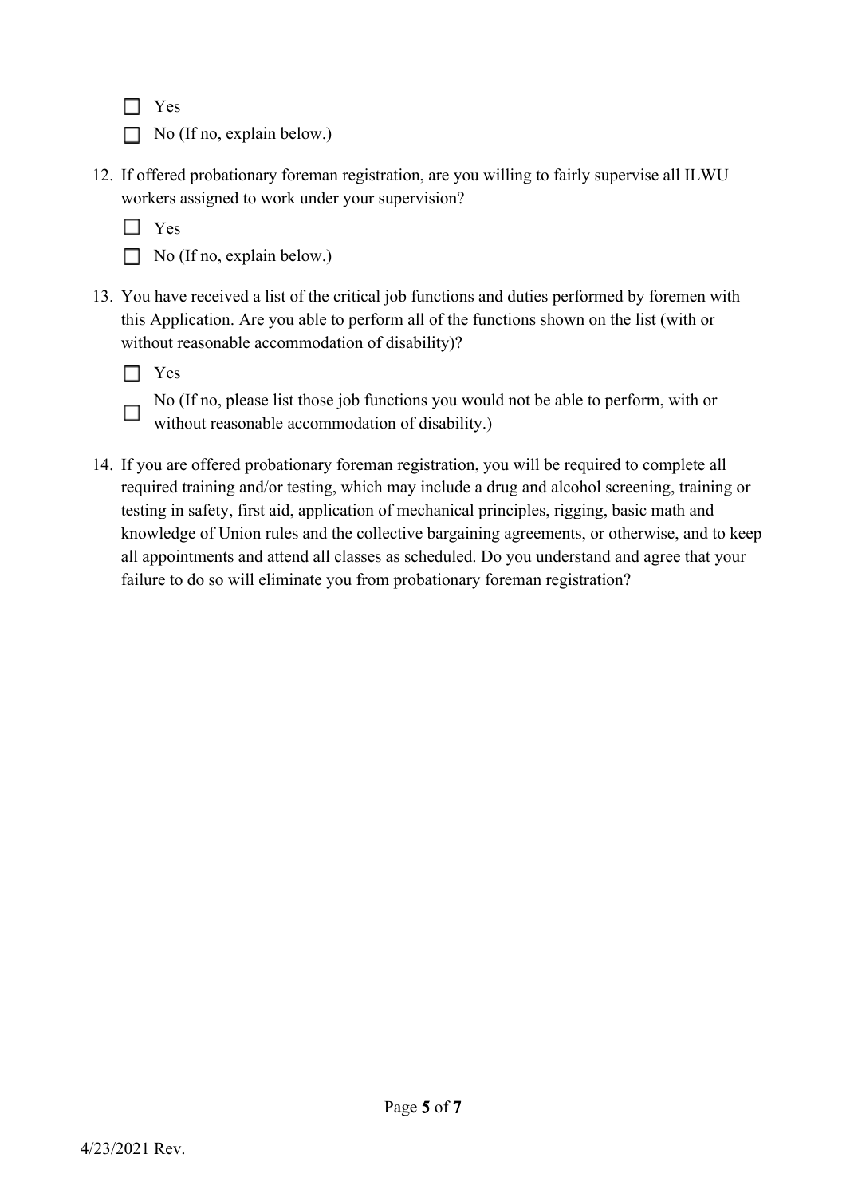- ☐ Yes
- ☐ No (If no, explain below.)

12. If offered probationary foreman registration, are you willing to fairly supervise all ILWU workers assigned to work under your supervision?

    - ☐ Yes
    - ☐ No (If no, explain below.)

13. You have received a list of the critical job functions and duties performed by foremen with this Application. Are you able to perform all of the functions shown on the list (with or without reasonable accommodation of disability)?

    - ☐ Yes
    - ☐ No (If no, please list those job functions you would not be able to perform, with or without reasonable accommodation of disability.)

14. If you are offered probationary foreman registration, you will be required to complete all required training and/or testing, which may include a drug and alcohol screening, training or testing in safety, first aid, application of mechanical principles, rigging, basic math and knowledge of Union rules and the collective bargaining agreements, or otherwise, and to keep all appointments and attend all classes as scheduled. Do you understand and agree that your failure to do so will eliminate you from probationary foreman registration?

4/23/2021 Rev.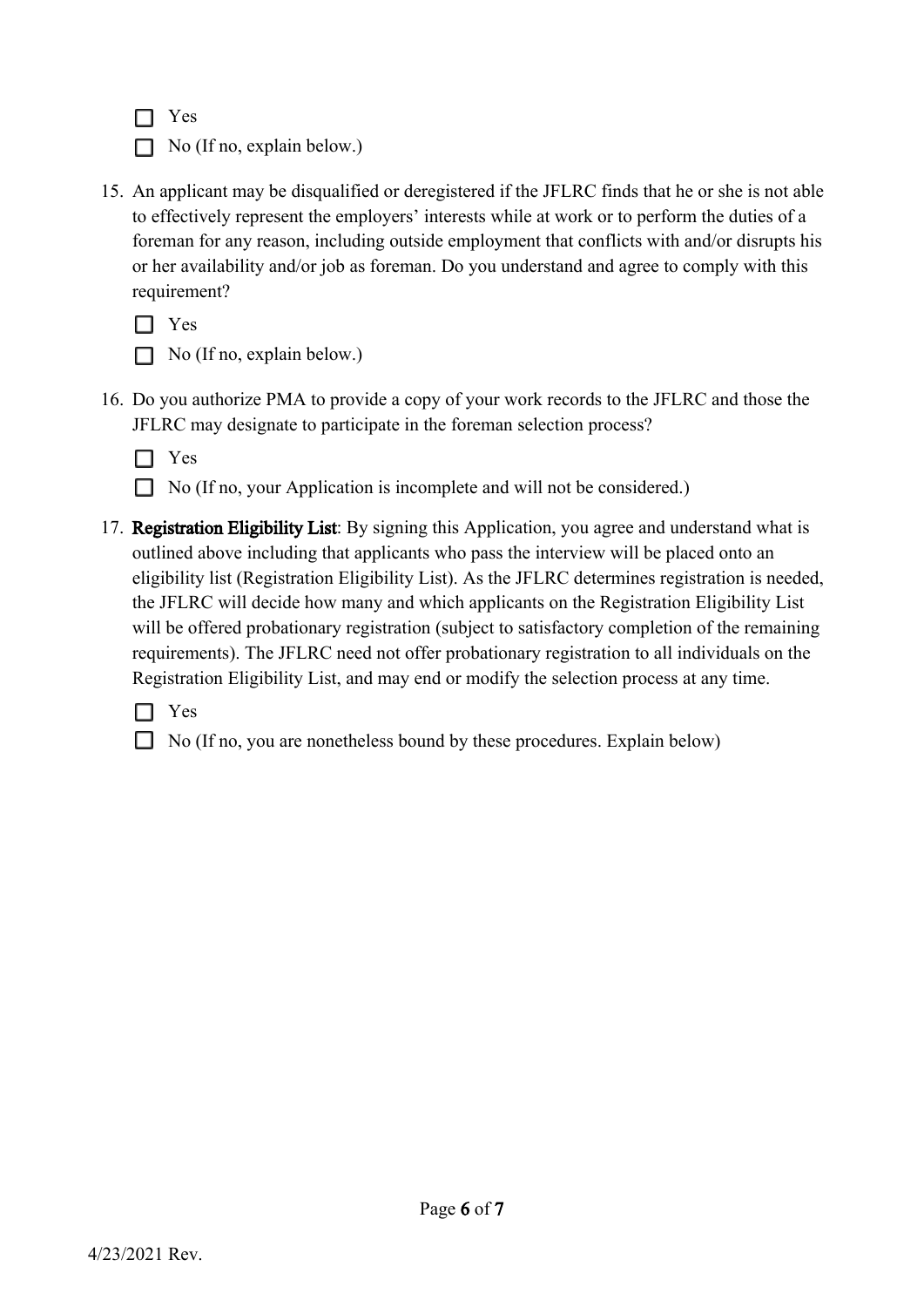- [ ] Yes
- [ ] No (If no, explain below.)

15. An applicant may be disqualified or deregistered if the JFLRC finds that he or she is not able to effectively represent the employers' interests while at work or to perform the duties of a foreman for any reason, including outside employment that conflicts with and/or disrupts his or her availability and/or job as foreman. Do you understand and agree to comply with this requirement?

    - [ ] Yes
    - [ ] No (If no, explain below.)

16. Do you authorize PMA to provide a copy of your work records to the JFLRC and those the JFLRC may designate to participate in the foreman selection process?

    - [ ] Yes
    - [ ] No (If no, your Application is incomplete and will not be considered.)

17. **Registration Eligibility List**: By signing this Application, you agree and understand what is outlined above including that applicants who pass the interview will be placed onto an eligibility list (Registration Eligibility List). As the JFLRC determines registration is needed, the JFLRC will decide how many and which applicants on the Registration Eligibility List will be offered probationary registration (subject to satisfactory completion of the remaining requirements). The JFLRC need not offer probationary registration to all individuals on the Registration Eligibility List, and may end or modify the selection process at any time.

    - [ ] Yes
    - [ ] No (If no, you are nonetheless bound by these procedures. Explain below)

4/23/2021 Rev.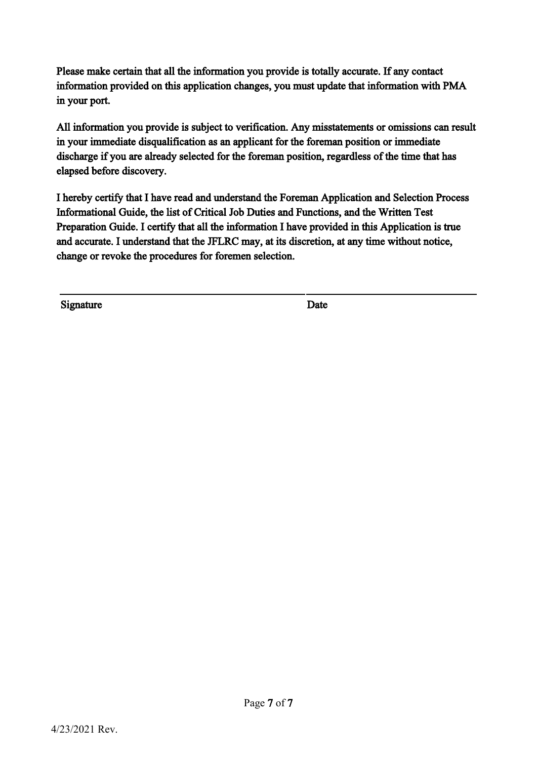Please make certain that all the information you provide is totally accurate. If any contact information provided on this application changes, you must update that information with PMA in your port.

All information you provide is subject to verification. Any misstatements or omissions can result in your immediate disqualification as an applicant for the foreman position or immediate discharge if you are already selected for the foreman position, regardless of the time that has elapsed before discovery.

I hereby certify that I have read and understand the Foreman Application and Selection Process Informational Guide, the list of Critical Job Duties and Functions, and the Written Test Preparation Guide. I certify that all the information I have provided in this Application is true and accurate. I understand that the JFLRC may, at its discretion, at any time without notice, change or revoke the procedures for foremen selection.

| | |
|---|---|
| Signature | Date |

4/23/2021 Rev.